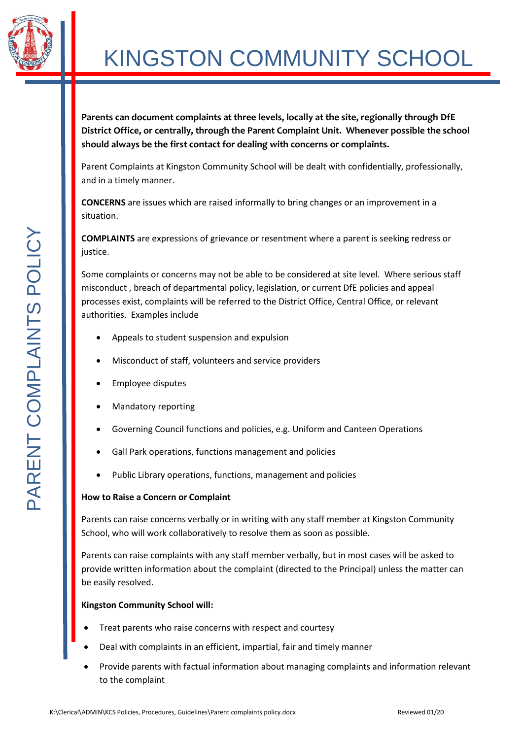# KINGSTON COMMUNITY SCHOOL

## PARENT COMPLAINTS POLICY

**Parents can document complaints at three levels, locally at the site, regionally through DfE District Office, or centrally, through the Parent Complaint Unit. Whenever possible the school should always be the first contact for dealing with concerns or complaints.**

Parent Complaints at Kingston Community School will be dealt with confidentially, professionally, and in a timely manner.

**CONCERNS** are issues which are raised informally to bring changes or an improvement in a situation.

**COMPLAINTS** are expressions of grievance or resentment where a parent is seeking redress or justice.

Some complaints or concerns may not be able to be considered at site level. Where serious staff misconduct , breach of departmental policy, legislation, or current DfE policies and appeal processes exist, complaints will be referred to the District Office, Central Office, or relevant authorities. Examples include

- Appeals to student suspension and expulsion
- Misconduct of staff, volunteers and service providers
- Employee disputes
- Mandatory reporting
- Governing Council functions and policies, e.g. Uniform and Canteen Operations
- Gall Park operations, functions management and policies
- Public Library operations, functions, management and policies

**How to Raise a Concern or Complaint**

Parents can raise concerns verbally or in writing with any staff member at Kingston Community School, who will work collaboratively to resolve them as soon as possible.

Parents can raise complaints with any staff member verbally, but in most cases will be asked to provide written information about the complaint (directed to the Principal) unless the matter can be easily resolved.

**Kingston Community School will:**

- Treat parents who raise concerns with respect and courtesy
- Deal with complaints in an efficient, impartial, fair and timely manner
- Provide parents with factual information about managing complaints and information relevant to the complaint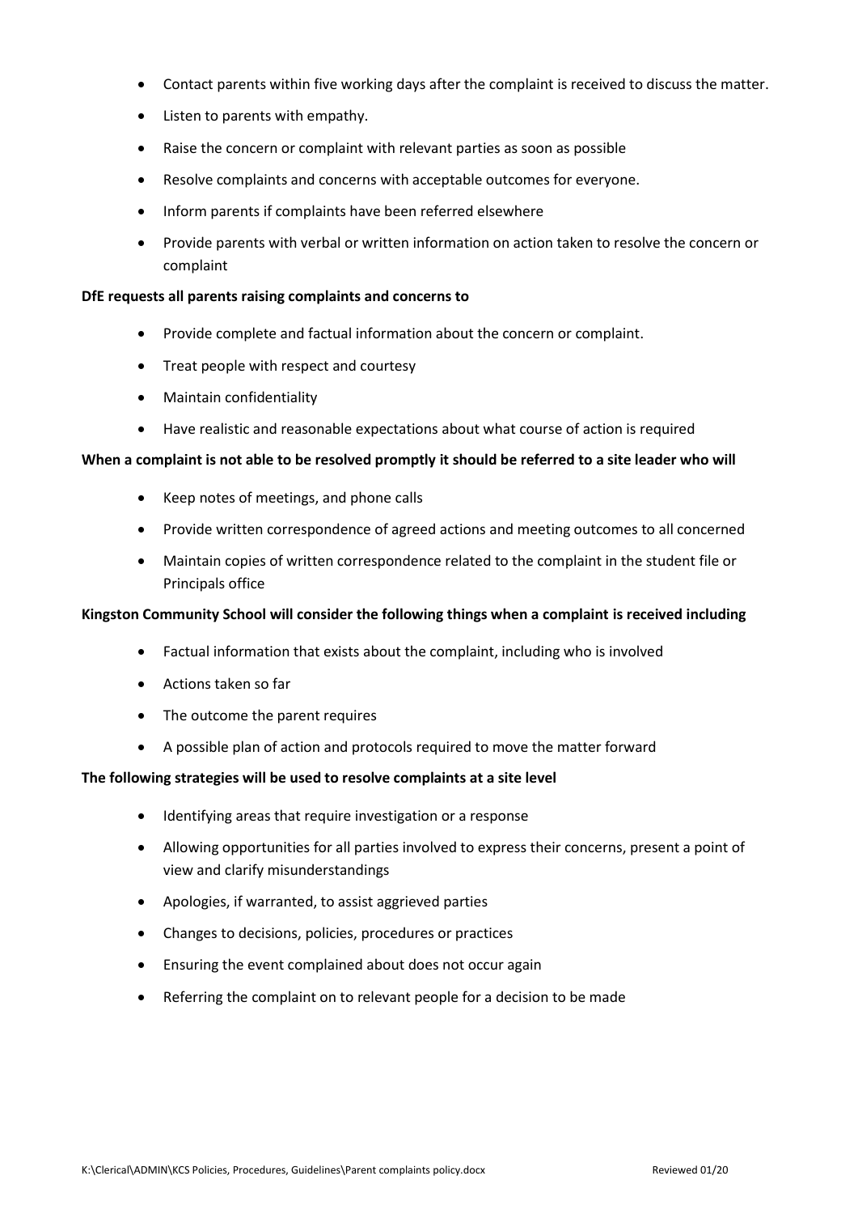- Contact parents within five working days after the complaint is received to discuss the matter.
- Listen to parents with empathy.
- Raise the concern or complaint with relevant parties as soon as possible
- Resolve complaints and concerns with acceptable outcomes for everyone.
- Inform parents if complaints have been referred elsewhere
- Provide parents with verbal or written information on action taken to resolve the concern or complaint

**DfE requests all parents raising complaints and concerns to**

- Provide complete and factual information about the concern or complaint.
- Treat people with respect and courtesy
- Maintain confidentiality
- Have realistic and reasonable expectations about what course of action is required

**When a complaint is not able to be resolved promptly it should be referred to a site leader who will**

- Keep notes of meetings, and phone calls
- Provide written correspondence of agreed actions and meeting outcomes to all concerned
- Maintain copies of written correspondence related to the complaint in the student file or Principals office

**Kingston Community School will consider the following things when a complaint is received including**

- Factual information that exists about the complaint, including who is involved
- Actions taken so far
- The outcome the parent requires
- A possible plan of action and protocols required to move the matter forward

**The following strategies will be used to resolve complaints at a site level**

- Identifying areas that require investigation or a response
- Allowing opportunities for all parties involved to express their concerns, present a point of view and clarify misunderstandings
- Apologies, if warranted, to assist aggrieved parties
- Changes to decisions, policies, procedures or practices
- Ensuring the event complained about does not occur again
- Referring the complaint on to relevant people for a decision to be made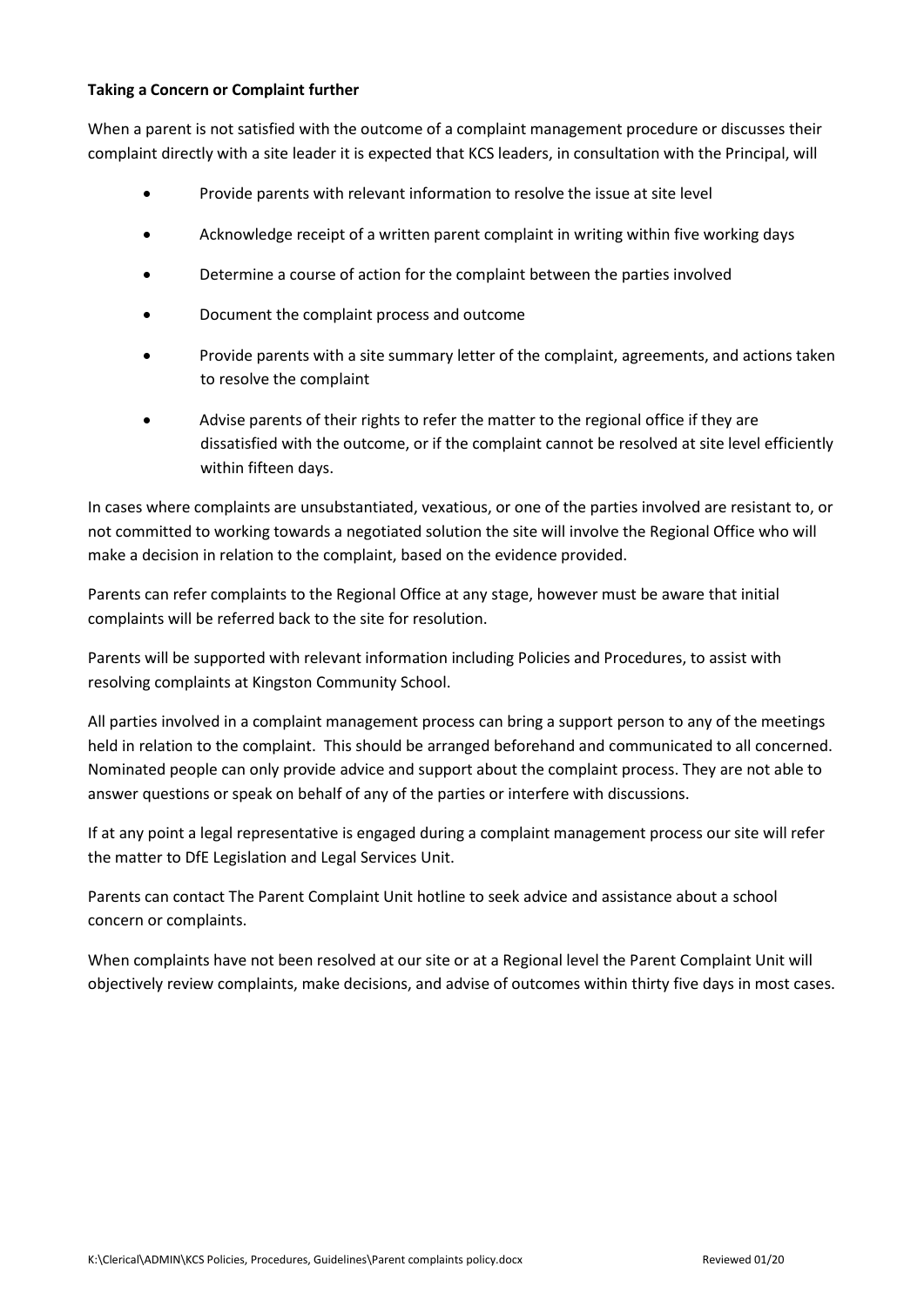**Taking a Concern or Complaint further**

When a parent is not satisfied with the outcome of a complaint management procedure or discusses their complaint directly with a site leader it is expected that KCS leaders, in consultation with the Principal, will

- Provide parents with relevant information to resolve the issue at site level
- Acknowledge receipt of a written parent complaint in writing within five working days
- Determine a course of action for the complaint between the parties involved
- Document the complaint process and outcome
- Provide parents with a site summary letter of the complaint, agreements, and actions taken to resolve the complaint
- Advise parents of their rights to refer the matter to the regional office if they are dissatisfied with the outcome, or if the complaint cannot be resolved at site level efficiently within fifteen days.

In cases where complaints are unsubstantiated, vexatious, or one of the parties involved are resistant to, or not committed to working towards a negotiated solution the site will involve the Regional Office who will make a decision in relation to the complaint, based on the evidence provided.

Parents can refer complaints to the Regional Office at any stage, however must be aware that initial complaints will be referred back to the site for resolution.

Parents will be supported with relevant information including Policies and Procedures, to assist with resolving complaints at Kingston Community School.

All parties involved in a complaint management process can bring a support person to any of the meetings held in relation to the complaint. This should be arranged beforehand and communicated to all concerned. Nominated people can only provide advice and support about the complaint process. They are not able to answer questions or speak on behalf of any of the parties or interfere with discussions.

If at any point a legal representative is engaged during a complaint management process our site will refer the matter to DfE Legislation and Legal Services Unit.

Parents can contact The Parent Complaint Unit hotline to seek advice and assistance about a school concern or complaints.

When complaints have not been resolved at our site or at a Regional level the Parent Complaint Unit will objectively review complaints, make decisions, and advise of outcomes within thirty five days in most cases.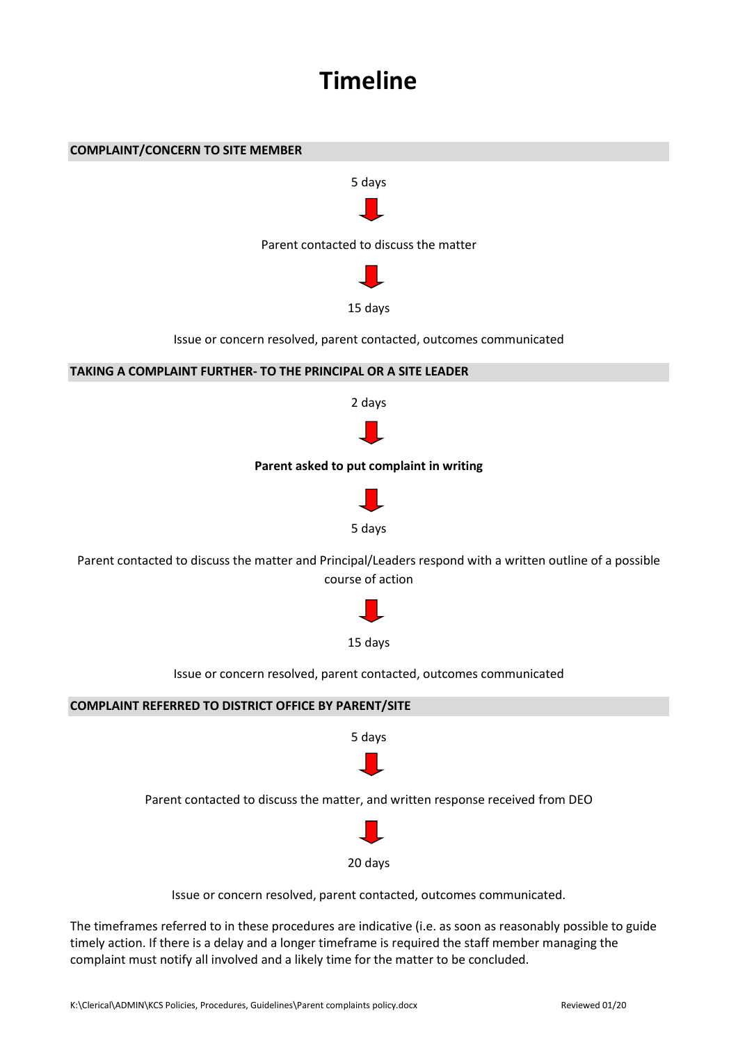# Timeline

**COMPLAINT/CONCERN TO SITE MEMBER**

5 days

Parent contacted to discuss the matter

15 days

Issue or concern resolved, parent contacted, outcomes communicated

**TAKING A COMPLAINT FURTHER- TO THE PRINCIPAL OR A SITE LEADER**

2 days

**Parent asked to put complaint in writing**

5 days

Parent contacted to discuss the matter and Principal/Leaders respond with a written outline of a possible course of action

15 days

Issue or concern resolved, parent contacted, outcomes communicated

**COMPLAINT REFERRED TO DISTRICT OFFICE BY PARENT/SITE**

5 days

Parent contacted to discuss the matter, and written response received from DEO

20 days

Issue or concern resolved, parent contacted, outcomes communicated.

The timeframes referred to in these procedures are indicative (i.e. as soon as reasonably possible to guide timely action. If there is a delay and a longer timeframe is required the staff member managing the complaint must notify all involved and a likely time for the matter to be concluded.